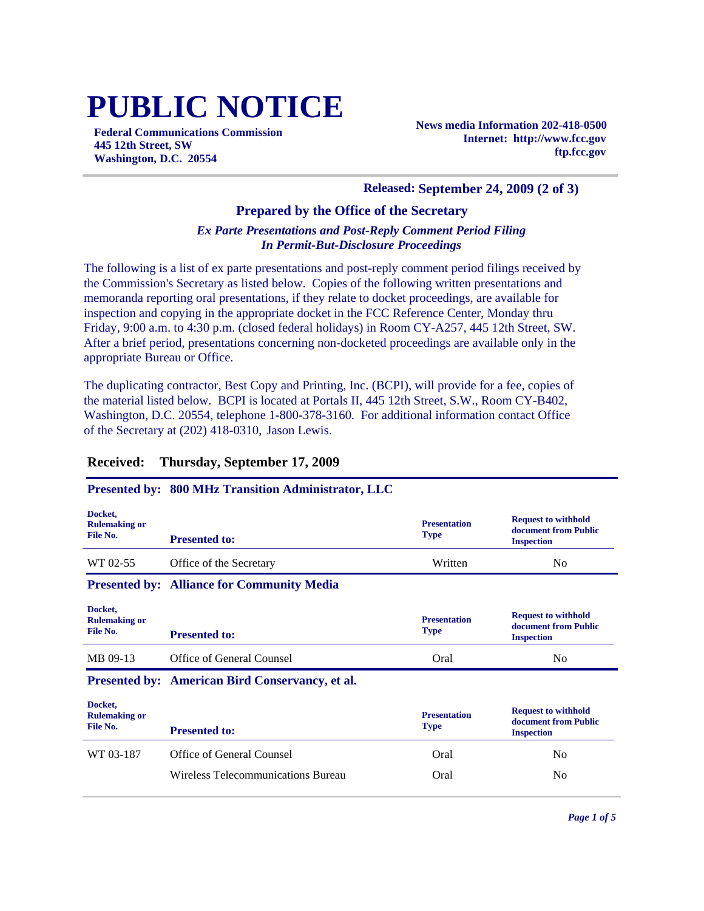# PUBLIC NOTICE

**Federal Communications Commission**
**445 12th Street, SW**
**Washington, D.C. 20554**

**News media Information 202-418-0500**
**Internet: http://www.fcc.gov**
**ftp.fcc.gov**

**Released: September 24, 2009 (2 of 3)**

### Prepared by the Office of the Secretary

***Ex Parte Presentations and Post-Reply Comment Period Filing In Permit-But-Disclosure Proceedings***

The following is a list of ex parte presentations and post-reply comment period filings received by the Commission's Secretary as listed below. Copies of the following written presentations and memoranda reporting oral presentations, if they relate to docket proceedings, are available for inspection and copying in the appropriate docket in the FCC Reference Center, Monday thru Friday, 9:00 a.m. to 4:30 p.m. (closed federal holidays) in Room CY-A257, 445 12th Street, SW. After a brief period, presentations concerning non-docketed proceedings are available only in the appropriate Bureau or Office.

The duplicating contractor, Best Copy and Printing, Inc. (BCPI), will provide for a fee, copies of the material listed below. BCPI is located at Portals II, 445 12th Street, S.W., Room CY-B402, Washington, D.C. 20554, telephone 1-800-378-3160. For additional information contact Office of the Secretary at (202) 418-0310, Jason Lewis.

## Received: Thursday, September 17, 2009

### Presented by: 800 MHz Transition Administrator, LLC

| Docket, Rulemaking or File No. | Presented to: | Presentation Type | Request to withhold document from Public Inspection |
|---|---|---|---|
| WT 02-55 | Office of the Secretary | Written | No |

### Presented by: Alliance for Community Media

| Docket, Rulemaking or File No. | Presented to: | Presentation Type | Request to withhold document from Public Inspection |
|---|---|---|---|
| MB 09-13 | Office of General Counsel | Oral | No |

### Presented by: American Bird Conservancy, et al.

| Docket, Rulemaking or File No. | Presented to: | Presentation Type | Request to withhold document from Public Inspection |
|---|---|---|---|
| WT 03-187 | Office of General Counsel | Oral | No |
| | Wireless Telecommunications Bureau | Oral | No |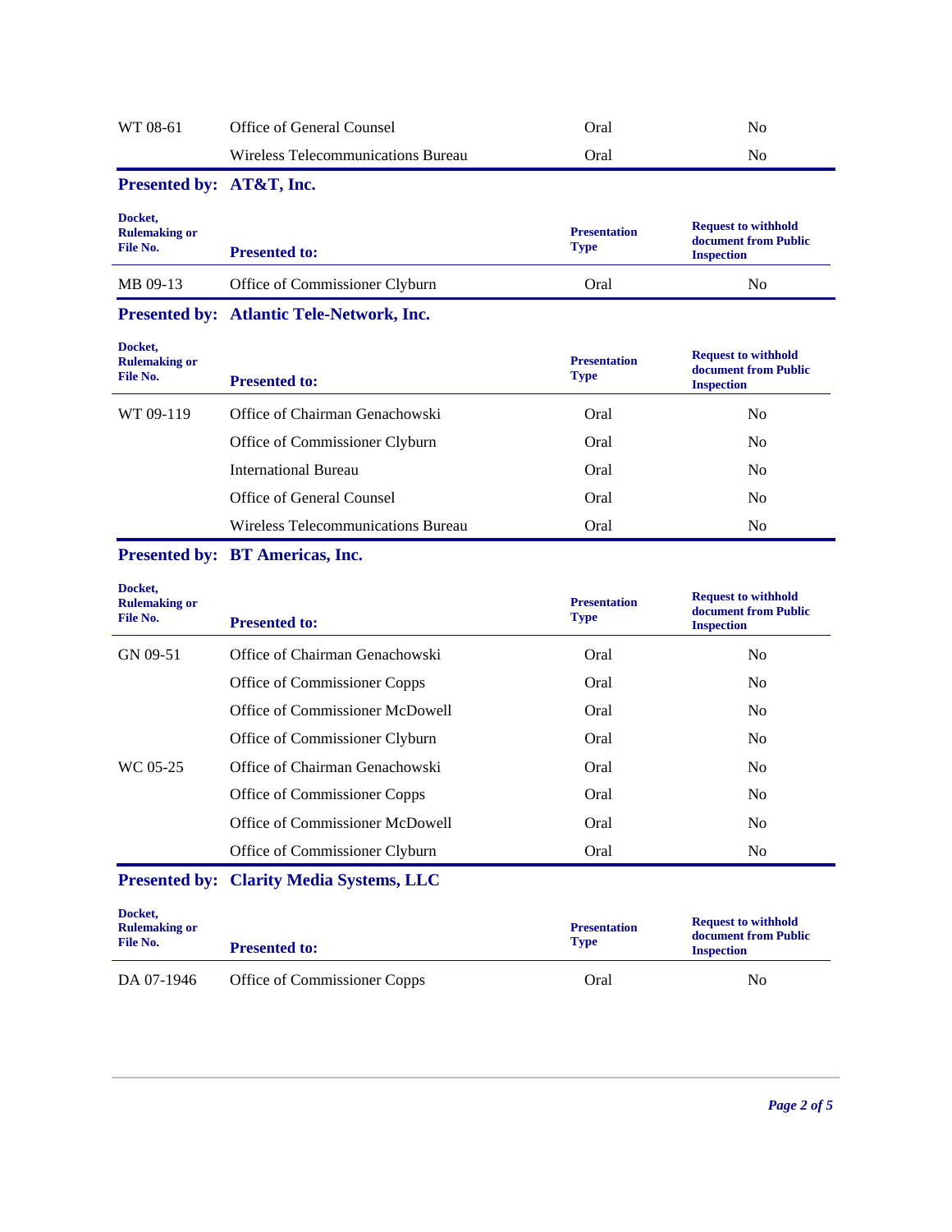| | | | |
|---|---|---|---|
| WT 08-61 | Office of General Counsel | Oral | No |
| | Wireless Telecommunications Bureau | Oral | No |

**Presented by: AT&T, Inc.**

| Docket, Rulemaking or File No. | Presented to: | Presentation Type | Request to withhold document from Public Inspection |
|---|---|---|---|
| MB 09-13 | Office of Commissioner Clyburn | Oral | No |

**Presented by: Atlantic Tele-Network, Inc.**

| Docket, Rulemaking or File No. | Presented to: | Presentation Type | Request to withhold document from Public Inspection |
|---|---|---|---|
| WT 09-119 | Office of Chairman Genachowski | Oral | No |
| | Office of Commissioner Clyburn | Oral | No |
| | International Bureau | Oral | No |
| | Office of General Counsel | Oral | No |
| | Wireless Telecommunications Bureau | Oral | No |

**Presented by: BT Americas, Inc.**

| Docket, Rulemaking or File No. | Presented to: | Presentation Type | Request to withhold document from Public Inspection |
|---|---|---|---|
| GN 09-51 | Office of Chairman Genachowski | Oral | No |
| | Office of Commissioner Copps | Oral | No |
| | Office of Commissioner McDowell | Oral | No |
| | Office of Commissioner Clyburn | Oral | No |
| WC 05-25 | Office of Chairman Genachowski | Oral | No |
| | Office of Commissioner Copps | Oral | No |
| | Office of Commissioner McDowell | Oral | No |
| | Office of Commissioner Clyburn | Oral | No |

**Presented by: Clarity Media Systems, LLC**

| Docket, Rulemaking or File No. | Presented to: | Presentation Type | Request to withhold document from Public Inspection |
|---|---|---|---|
| DA 07-1946 | Office of Commissioner Copps | Oral | No |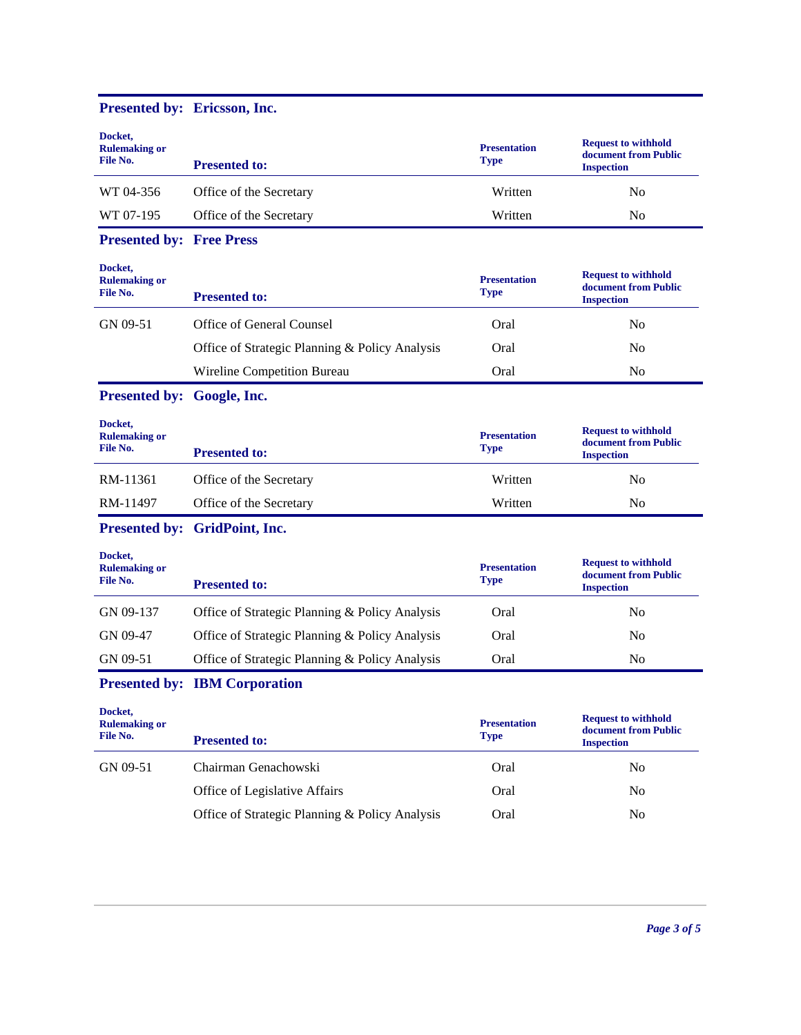## Presented by: Ericsson, Inc.

| Docket, Rulemaking or File No. | Presented to: | Presentation Type | Request to withhold document from Public Inspection |
|---|---|---|---|
| WT 04-356 | Office of the Secretary | Written | No |
| WT 07-195 | Office of the Secretary | Written | No |

## Presented by: Free Press

| Docket, Rulemaking or File No. | Presented to: | Presentation Type | Request to withhold document from Public Inspection |
|---|---|---|---|
| GN 09-51 | Office of General Counsel | Oral | No |
| | Office of Strategic Planning & Policy Analysis | Oral | No |
| | Wireline Competition Bureau | Oral | No |

## Presented by: Google, Inc.

| Docket, Rulemaking or File No. | Presented to: | Presentation Type | Request to withhold document from Public Inspection |
|---|---|---|---|
| RM-11361 | Office of the Secretary | Written | No |
| RM-11497 | Office of the Secretary | Written | No |

## Presented by: GridPoint, Inc.

| Docket, Rulemaking or File No. | Presented to: | Presentation Type | Request to withhold document from Public Inspection |
|---|---|---|---|
| GN 09-137 | Office of Strategic Planning & Policy Analysis | Oral | No |
| GN 09-47 | Office of Strategic Planning & Policy Analysis | Oral | No |
| GN 09-51 | Office of Strategic Planning & Policy Analysis | Oral | No |

## Presented by: IBM Corporation

| Docket, Rulemaking or File No. | Presented to: | Presentation Type | Request to withhold document from Public Inspection |
|---|---|---|---|
| GN 09-51 | Chairman Genachowski | Oral | No |
| | Office of Legislative Affairs | Oral | No |
| | Office of Strategic Planning & Policy Analysis | Oral | No |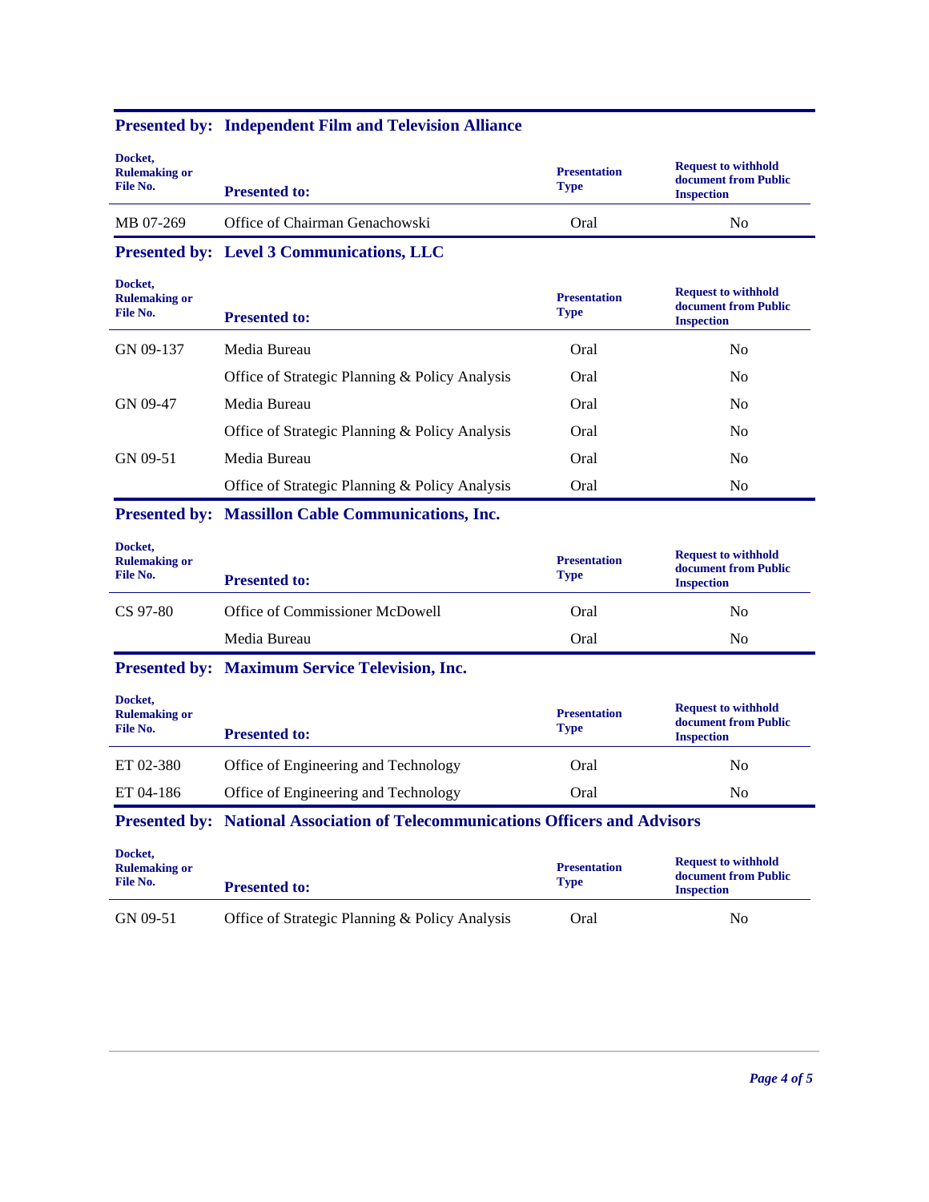**Presented by: Independent Film and Television Alliance**

| Docket, Rulemaking or File No. | Presented to: | Presentation Type | Request to withhold document from Public Inspection |
|---|---|---|---|
| MB 07-269 | Office of Chairman Genachowski | Oral | No |

**Presented by: Level 3 Communications, LLC**

| Docket, Rulemaking or File No. | Presented to: | Presentation Type | Request to withhold document from Public Inspection |
|---|---|---|---|
| GN 09-137 | Media Bureau | Oral | No |
| | Office of Strategic Planning & Policy Analysis | Oral | No |
| GN 09-47 | Media Bureau | Oral | No |
| | Office of Strategic Planning & Policy Analysis | Oral | No |
| GN 09-51 | Media Bureau | Oral | No |
| | Office of Strategic Planning & Policy Analysis | Oral | No |

**Presented by: Massillon Cable Communications, Inc.**

| Docket, Rulemaking or File No. | Presented to: | Presentation Type | Request to withhold document from Public Inspection |
|---|---|---|---|
| CS 97-80 | Office of Commissioner McDowell | Oral | No |
| | Media Bureau | Oral | No |

**Presented by: Maximum Service Television, Inc.**

| Docket, Rulemaking or File No. | Presented to: | Presentation Type | Request to withhold document from Public Inspection |
|---|---|---|---|
| ET 02-380 | Office of Engineering and Technology | Oral | No |
| ET 04-186 | Office of Engineering and Technology | Oral | No |

**Presented by: National Association of Telecommunications Officers and Advisors**

| Docket, Rulemaking or File No. | Presented to: | Presentation Type | Request to withhold document from Public Inspection |
|---|---|---|---|
| GN 09-51 | Office of Strategic Planning & Policy Analysis | Oral | No |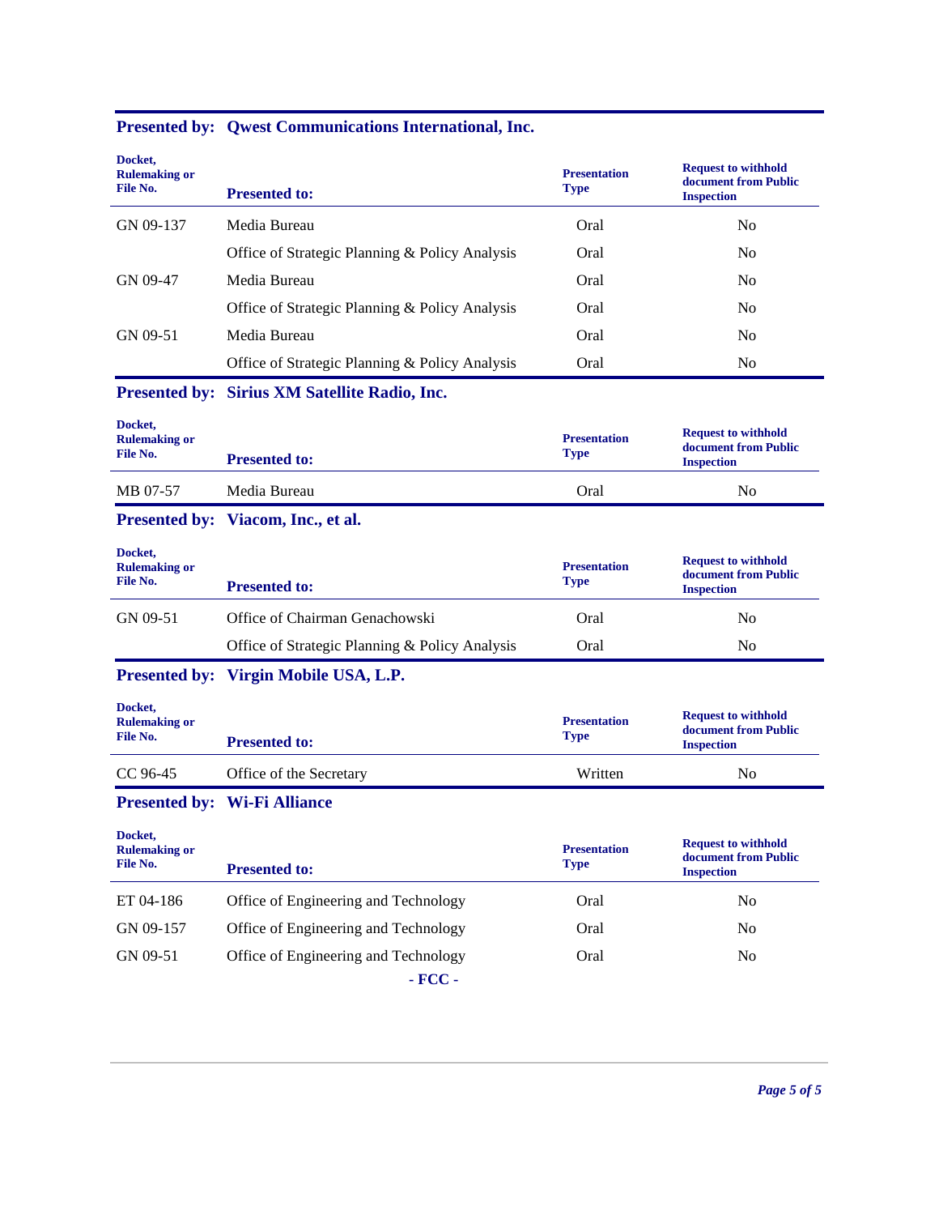**Presented by: Qwest Communications International, Inc.**

| Docket, Rulemaking or File No. | Presented to: | Presentation Type | Request to withhold document from Public Inspection |
|---|---|---|---|
| GN 09-137 | Media Bureau | Oral | No |
| | Office of Strategic Planning & Policy Analysis | Oral | No |
| GN 09-47 | Media Bureau | Oral | No |
| | Office of Strategic Planning & Policy Analysis | Oral | No |
| GN 09-51 | Media Bureau | Oral | No |
| | Office of Strategic Planning & Policy Analysis | Oral | No |

**Presented by: Sirius XM Satellite Radio, Inc.**

| Docket, Rulemaking or File No. | Presented to: | Presentation Type | Request to withhold document from Public Inspection |
|---|---|---|---|
| MB 07-57 | Media Bureau | Oral | No |

**Presented by: Viacom, Inc., et al.**

| Docket, Rulemaking or File No. | Presented to: | Presentation Type | Request to withhold document from Public Inspection |
|---|---|---|---|
| GN 09-51 | Office of Chairman Genachowski | Oral | No |
| | Office of Strategic Planning & Policy Analysis | Oral | No |

**Presented by: Virgin Mobile USA, L.P.**

| Docket, Rulemaking or File No. | Presented to: | Presentation Type | Request to withhold document from Public Inspection |
|---|---|---|---|
| CC 96-45 | Office of the Secretary | Written | No |

**Presented by: Wi-Fi Alliance**

| Docket, Rulemaking or File No. | Presented to: | Presentation Type | Request to withhold document from Public Inspection |
|---|---|---|---|
| ET 04-186 | Office of Engineering and Technology | Oral | No |
| GN 09-157 | Office of Engineering and Technology | Oral | No |
| GN 09-51 | Office of Engineering and Technology | Oral | No |

**- FCC -**